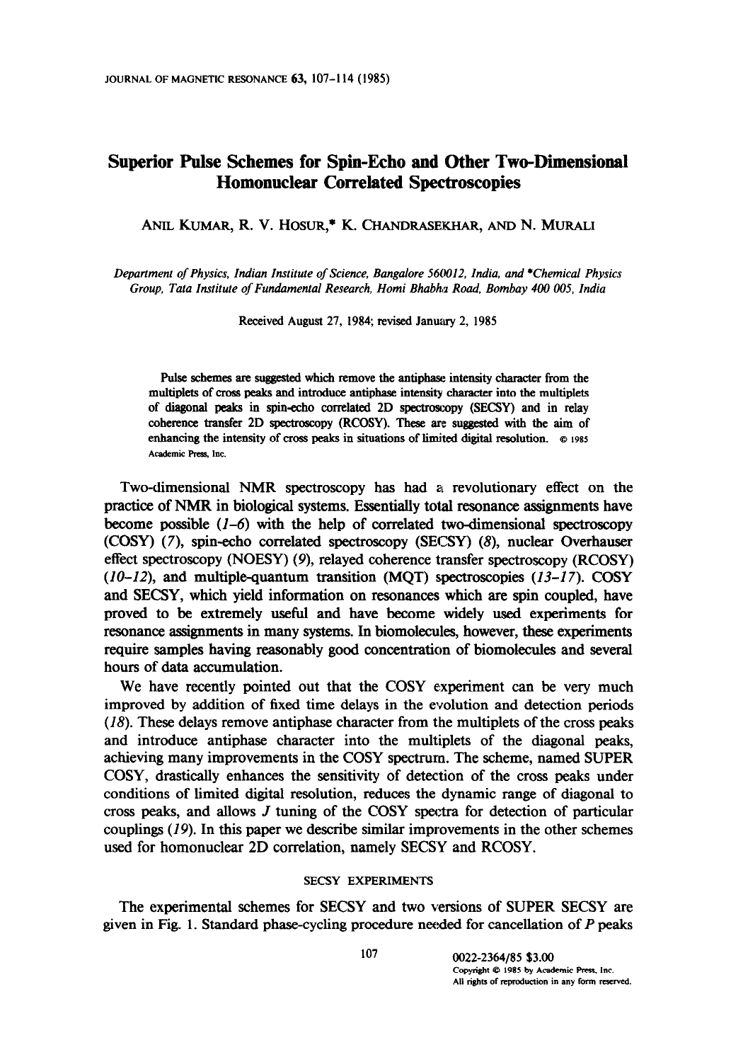# Superior Pulse Schemes for Spin-Echo and Other Two-Dimensional Homonuclear Correlated Spectroscopies

ANIL KUMAR, R. V. HOSUR,* K. CHANDRASEKHAR, AND N. MURALI

*Department of Physics, Indian Institute of Science, Bangalore 560012, India, and \*Chemical Physics Group, Tata Institute of Fundamental Research, Homi Bhabha Road, Bombay 400 005, India*

Received August 27, 1984; revised January 2, 1985

Pulse schemes are suggested which remove the antiphase intensity character from the multiplets of cross peaks and introduce antiphase intensity character into the multiplets of diagonal peaks in spin-echo correlated 2D spectroscopy (SECSY) and in relay coherence transfer 2D spectroscopy (RCOSY). These are suggested with the aim of enhancing the intensity of cross peaks in situations of limited digital resolution. © 1985 Academic Press, Inc.

Two-dimensional NMR spectroscopy has had a revolutionary effect on the practice of NMR in biological systems. Essentially total resonance assignments have become possible (*1–6*) with the help of correlated two-dimensional spectroscopy (COSY) (*7*), spin-echo correlated spectroscopy (SECSY) (*8*), nuclear Overhauser effect spectroscopy (NOESY) (*9*), relayed coherence transfer spectroscopy (RCOSY) (*10–12*), and multiple-quantum transition (MQT) spectroscopies (*13–17*). COSY and SECSY, which yield information on resonances which are spin coupled, have proved to be extremely useful and have become widely used experiments for resonance assignments in many systems. In biomolecules, however, these experiments require samples having reasonably good concentration of biomolecules and several hours of data accumulation.

We have recently pointed out that the COSY experiment can be very much improved by addition of fixed time delays in the evolution and detection periods (*18*). These delays remove antiphase character from the multiplets of the cross peaks and introduce antiphase character into the multiplets of the diagonal peaks, achieving many improvements in the COSY spectrum. The scheme, named SUPER COSY, drastically enhances the sensitivity of detection of the cross peaks under conditions of limited digital resolution, reduces the dynamic range of diagonal to cross peaks, and allows $J$ tuning of the COSY spectra for detection of particular couplings (*19*). In this paper we describe similar improvements in the other schemes used for homonuclear 2D correlation, namely SECSY and RCOSY.

## SECSY EXPERIMENTS

The experimental schemes for SECSY and two versions of SUPER SECSY are given in Fig. 1. Standard phase-cycling procedure needed for cancellation of $P$ peaks

0022-2364/85 $3.00
Copyright © 1985 by Academic Press, Inc.
All rights of reproduction in any form reserved.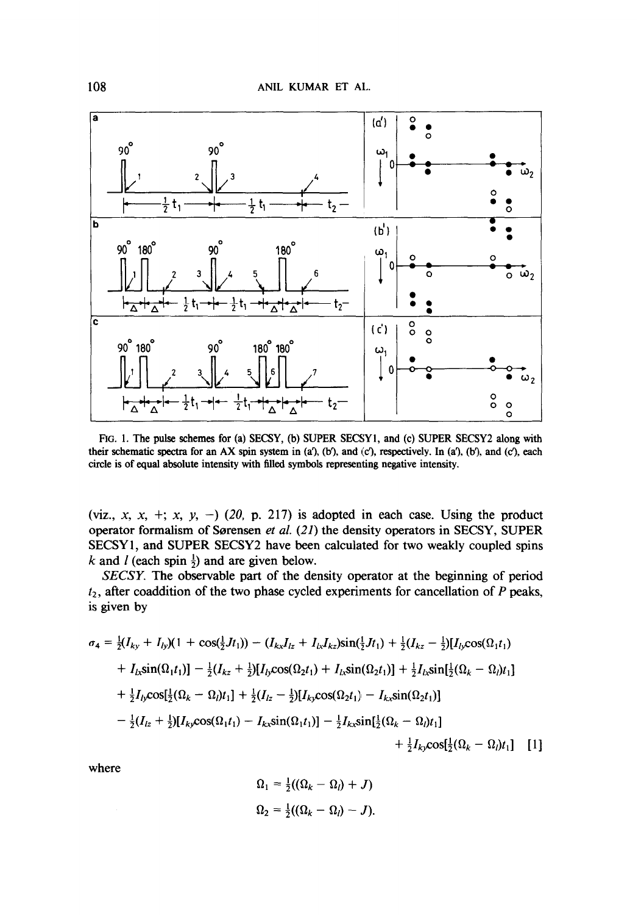FIG. 1. The pulse schemes for (a) SECSY, (b) SUPER SECSY1, and (c) SUPER SECSY2 along with their schematic spectra for an AX spin system in (a'), (b'), and (c'), respectively. In (a'), (b'), and (c'), each circle is of equal absolute intensity with filled symbols representing negative intensity.

(viz., $x$, $x$, +; $x$, $y$, −) (20, p. 217) is adopted in each case. Using the product operator formalism of Sørensen *et al.* (21) the density operators in SECSY, SUPER SECSY1, and SUPER SECSY2 have been calculated for two weakly coupled spins $k$ and $l$ (each spin $\frac{1}{2}$) and are given below.

*SECSY.* The observable part of the density operator at the beginning of period $t_2$, after coaddition of the two phase cycled experiments for cancellation of $P$ peaks, is given by

$$
\begin{aligned}
\sigma_4 = {} & \tfrac{1}{2}(I_{ky} + I_{ly})(1 + \cos(\tfrac{1}{2}Jt_1)) - (I_{kx}I_{lz} + I_{lx}I_{kz})\sin(\tfrac{1}{2}Jt_1) + \tfrac{1}{2}(I_{kz} - \tfrac{1}{2})[I_{ly}\cos(\Omega_1 t_1) \\
& + I_{lx}\sin(\Omega_1 t_1)] - \tfrac{1}{2}(I_{kz} + \tfrac{1}{2})[I_{ly}\cos(\Omega_2 t_1) + I_{lx}\sin(\Omega_2 t_1)] + \tfrac{1}{2}I_{lx}\sin[\tfrac{1}{2}(\Omega_k - \Omega_l)t_1] \\
& + \tfrac{1}{2}I_{ly}\cos[\tfrac{1}{2}(\Omega_k - \Omega_l)t_1] + \tfrac{1}{2}(I_{lz} - \tfrac{1}{2})[I_{ky}\cos(\Omega_2 t_1) - I_{kx}\sin(\Omega_2 t_1)] \\
& - \tfrac{1}{2}(I_{lz} + \tfrac{1}{2})[I_{ky}\cos(\Omega_1 t_1) - I_{kx}\sin(\Omega_1 t_1)] - \tfrac{1}{2}I_{kx}\sin[\tfrac{1}{2}(\Omega_k - \Omega_l)t_1] \\
& + \tfrac{1}{2}I_{ky}\cos[\tfrac{1}{2}(\Omega_k - \Omega_l)t_1] \qquad [1]
\end{aligned}
$$

where

$$\Omega_1 = \tfrac{1}{2}((\Omega_k - \Omega_l) + J)$$

$$\Omega_2 = \tfrac{1}{2}((\Omega_k - \Omega_l) - J).$$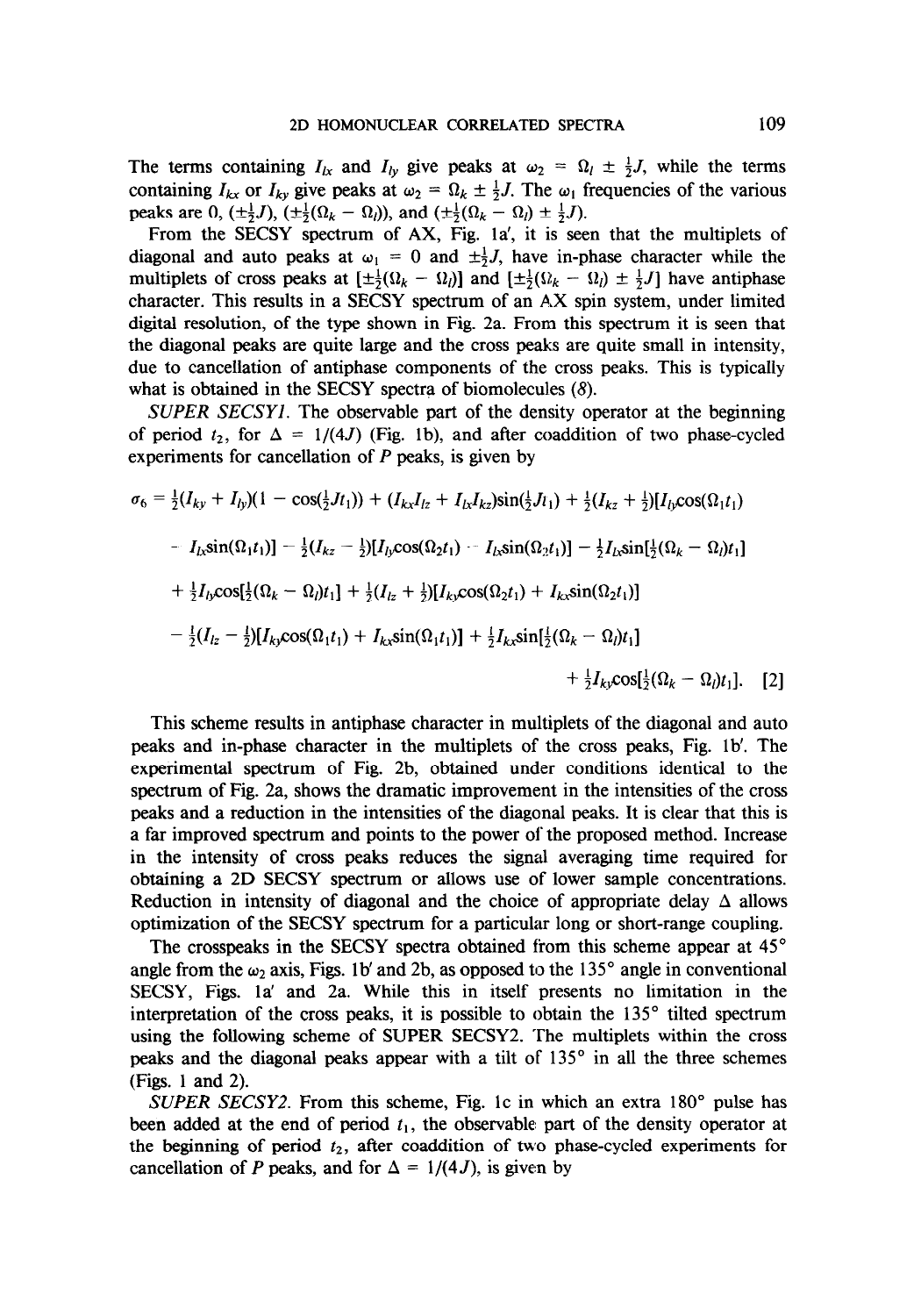The terms containing $I_{lx}$ and $I_{ly}$ give peaks at $\omega_2 = \Omega_l \pm \frac{1}{2}J$, while the terms containing $I_{kx}$ or $I_{ky}$ give peaks at $\omega_2 = \Omega_k \pm \frac{1}{2}J$. The $\omega_1$ frequencies of the various peaks are 0, $(\pm\frac{1}{2}J)$, $(\pm\frac{1}{2}(\Omega_k - \Omega_l))$, and $(\pm\frac{1}{2}(\Omega_k - \Omega_l) \pm \frac{1}{2}J)$.

From the SECSY spectrum of AX, Fig. 1a′, it is seen that the multiplets of diagonal and auto peaks at $\omega_1 = 0$ and $\pm\frac{1}{2}J$, have in-phase character while the multiplets of cross peaks at $[\pm\frac{1}{2}(\Omega_k - \Omega_l)]$ and $[\pm\frac{1}{2}(\Omega_k - \Omega_l) \pm \frac{1}{2}J]$ have antiphase character. This results in a SECSY spectrum of an AX spin system, under limited digital resolution, of the type shown in Fig. 2a. From this spectrum it is seen that the diagonal peaks are quite large and the cross peaks are quite small in intensity, due to cancellation of antiphase components of the cross peaks. This is typically what is obtained in the SECSY spectra of biomolecules (8).

*SUPER SECSY1.* The observable part of the density operator at the beginning of period $t_2$, for $\Delta = 1/(4J)$ (Fig. 1b), and after coaddition of two phase-cycled experiments for cancellation of $P$ peaks, is given by

$$\begin{aligned}
\sigma_6 = {} & \tfrac{1}{2}(I_{ky} + I_{ly})(1 - \cos(\tfrac{1}{2}Jt_1)) + (I_{kx}I_{lz} + I_{lx}I_{kz})\sin(\tfrac{1}{2}Jt_1) + \tfrac{1}{2}(I_{kz} + \tfrac{1}{2})[I_{ly}\cos(\Omega_1 t_1) \\
& - I_{lx}\sin(\Omega_1 t_1)] - \tfrac{1}{2}(I_{kz} - \tfrac{1}{2})[I_{ly}\cos(\Omega_2 t_1) - I_{lx}\sin(\Omega_2 t_1)] - \tfrac{1}{2}I_{lx}\sin[\tfrac{1}{2}(\Omega_k - \Omega_l)t_1] \\
& + \tfrac{1}{2}I_{ly}\cos[\tfrac{1}{2}(\Omega_k - \Omega_l)t_1] + \tfrac{1}{2}(I_{lz} + \tfrac{1}{2})[I_{ky}\cos(\Omega_2 t_1) + I_{kx}\sin(\Omega_2 t_1)] \\
& - \tfrac{1}{2}(I_{lz} - \tfrac{1}{2})[I_{ky}\cos(\Omega_1 t_1) + I_{kx}\sin(\Omega_1 t_1)] + \tfrac{1}{2}I_{kx}\sin[\tfrac{1}{2}(\Omega_k - \Omega_l)t_1] \\
& + \tfrac{1}{2}I_{ky}\cos[\tfrac{1}{2}(\Omega_k - \Omega_l)t_1]. \qquad [2]
\end{aligned}$$

This scheme results in antiphase character in multiplets of the diagonal and auto peaks and in-phase character in the multiplets of the cross peaks, Fig. 1b′. The experimental spectrum of Fig. 2b, obtained under conditions identical to the spectrum of Fig. 2a, shows the dramatic improvement in the intensities of the cross peaks and a reduction in the intensities of the diagonal peaks. It is clear that this is a far improved spectrum and points to the power of the proposed method. Increase in the intensity of cross peaks reduces the signal averaging time required for obtaining a 2D SECSY spectrum or allows use of lower sample concentrations. Reduction in intensity of diagonal and the choice of appropriate delay $\Delta$ allows optimization of the SECSY spectrum for a particular long or short-range coupling.

The crosspeaks in the SECSY spectra obtained from this scheme appear at 45° angle from the $\omega_2$ axis, Figs. 1b′ and 2b, as opposed to the 135° angle in conventional SECSY, Figs. 1a′ and 2a. While this in itself presents no limitation in the interpretation of the cross peaks, it is possible to obtain the 135° tilted spectrum using the following scheme of SUPER SECSY2. The multiplets within the cross peaks and the diagonal peaks appear with a tilt of 135° in all the three schemes (Figs. 1 and 2).

*SUPER SECSY2.* From this scheme, Fig. 1c in which an extra 180° pulse has been added at the end of period $t_1$, the observable part of the density operator at the beginning of period $t_2$, after coaddition of two phase-cycled experiments for cancellation of $P$ peaks, and for $\Delta = 1/(4J)$, is given by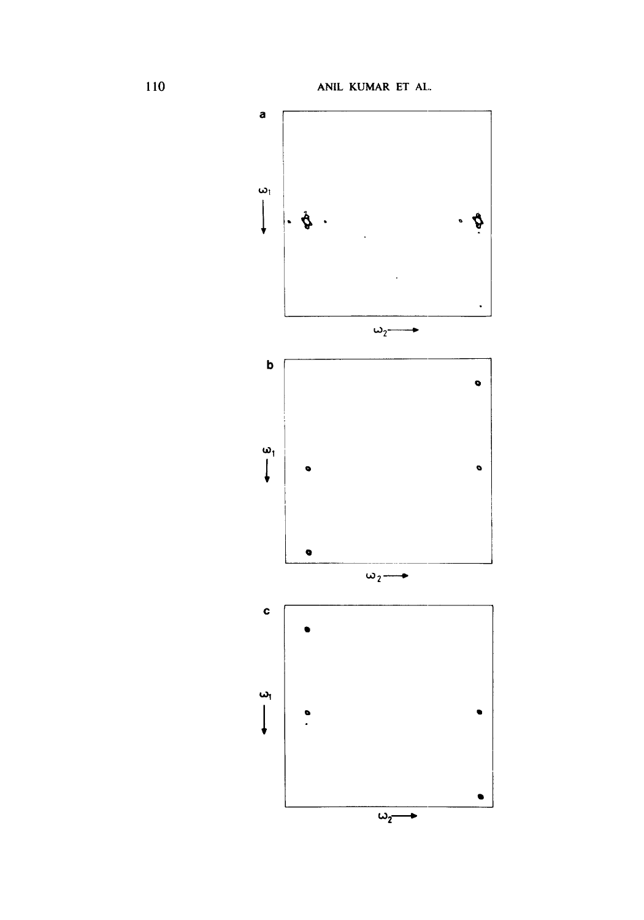a

$\omega_1$

$\omega_2$

b

$\omega_1$

$\omega_2$

c

$\omega_1$

$\omega_2$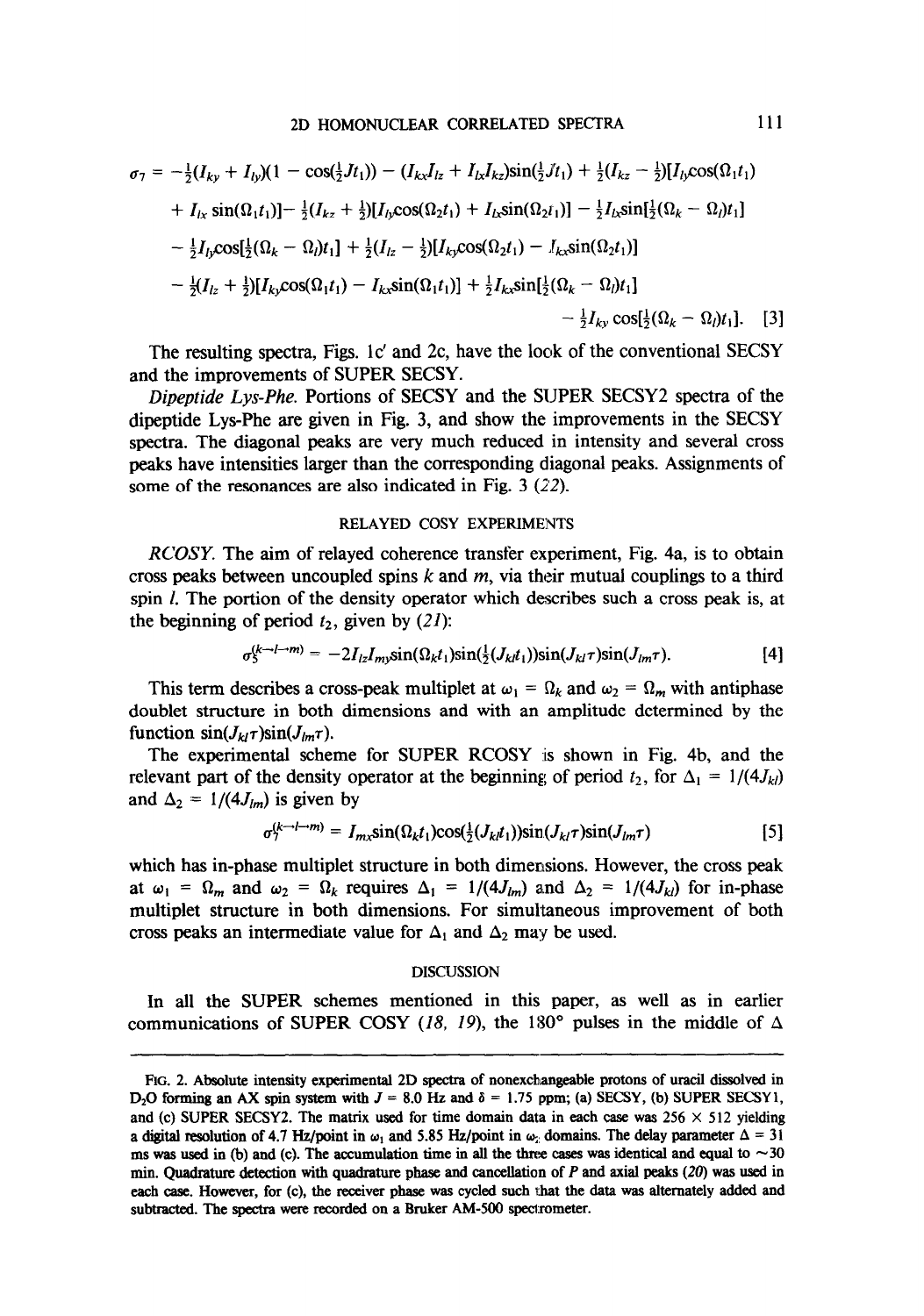$$
\begin{aligned}
\sigma_7 = & -\tfrac{1}{2}(I_{ky} + I_{ly})(1 - \cos(\tfrac{1}{2}Jt_1)) - (I_{kx}I_{lz} + I_{lx}I_{kz})\sin(\tfrac{1}{2}Jt_1) + \tfrac{1}{2}(I_{kz} - \tfrac{1}{2})[I_{ly}\cos(\Omega_1 t_1) \\
& + I_{lx}\sin(\Omega_1 t_1)] - \tfrac{1}{2}(I_{kz} + \tfrac{1}{2})[I_{ly}\cos(\Omega_2 t_1) + I_{lx}\sin(\Omega_2 t_1)] - \tfrac{1}{2}I_{lx}\sin[\tfrac{1}{2}(\Omega_k - \Omega_l)t_1] \\
& - \tfrac{1}{2}I_{ly}\cos[\tfrac{1}{2}(\Omega_k - \Omega_l)t_1] + \tfrac{1}{2}(I_{lz} - \tfrac{1}{2})[I_{ky}\cos(\Omega_2 t_1) - I_{kx}\sin(\Omega_2 t_1)] \\
& - \tfrac{1}{2}(I_{lz} + \tfrac{1}{2})[I_{ky}\cos(\Omega_1 t_1) - I_{kx}\sin(\Omega_1 t_1)] + \tfrac{1}{2}I_{kx}\sin[\tfrac{1}{2}(\Omega_k - \Omega_l)t_1] \\
& - \tfrac{1}{2}I_{ky}\cos[\tfrac{1}{2}(\Omega_k - \Omega_l)t_1]. \quad [3]
\end{aligned}
$$

The resulting spectra, Figs. 1c′ and 2c, have the look of the conventional SECSY and the improvements of SUPER SECSY.

*Dipeptide Lys-Phe.* Portions of SECSY and the SUPER SECSY2 spectra of the dipeptide Lys-Phe are given in Fig. 3, and show the improvements in the SECSY spectra. The diagonal peaks are very much reduced in intensity and several cross peaks have intensities larger than the corresponding diagonal peaks. Assignments of some of the resonances are also indicated in Fig. 3 (*22*).

## RELAYED COSY EXPERIMENTS

*RCOSY.* The aim of relayed coherence transfer experiment, Fig. 4a, is to obtain cross peaks between uncoupled spins $k$ and $m$, via their mutual couplings to a third spin $l$. The portion of the density operator which describes such a cross peak is, at the beginning of period $t_2$, given by (*21*):

$$
\sigma_5^{(k\to l\to m)} = -2I_{lz}I_{my}\sin(\Omega_k t_1)\sin(\tfrac{1}{2}(J_{kl}t_1))\sin(J_{kl}\tau)\sin(J_{lm}\tau). \quad [4]
$$

This term describes a cross-peak multiplet at $\omega_1 = \Omega_k$ and $\omega_2 = \Omega_m$ with antiphase doublet structure in both dimensions and with an amplitude determined by the function $\sin(J_{kl}\tau)\sin(J_{lm}\tau)$.

The experimental scheme for SUPER RCOSY is shown in Fig. 4b, and the relevant part of the density operator at the beginning of period $t_2$, for $\Delta_1 = 1/(4J_{kl})$ and $\Delta_2 = 1/(4J_{lm})$ is given by

$$
\sigma_7^{(k\to l\to m)} = I_{mx}\sin(\Omega_k t_1)\cos(\tfrac{1}{2}(J_{kl}t_1))\sin(J_{kl}\tau)\sin(J_{lm}\tau) \quad [5]
$$

which has in-phase multiplet structure in both dimensions. However, the cross peak at $\omega_1 = \Omega_m$ and $\omega_2 = \Omega_k$ requires $\Delta_1 = 1/(4J_{lm})$ and $\Delta_2 = 1/(4J_{kl})$ for in-phase multiplet structure in both dimensions. For simultaneous improvement of both cross peaks an intermediate value for $\Delta_1$ and $\Delta_2$ may be used.

## DISCUSSION

In all the SUPER schemes mentioned in this paper, as well as in earlier communications of SUPER COSY (*18, 19*), the 180° pulses in the middle of $\Delta$

FIG. 2. Absolute intensity experimental 2D spectra of nonexchangeable protons of uracil dissolved in $D_2O$ forming an AX spin system with $J = 8.0$ Hz and $\delta = 1.75$ ppm; (a) SECSY, (b) SUPER SECSY1, and (c) SUPER SECSY2. The matrix used for time domain data in each case was 256 × 512 yielding a digital resolution of 4.7 Hz/point in $\omega_1$ and 5.85 Hz/point in $\omega_2$ domains. The delay parameter $\Delta = 31$ ms was used in (b) and (c). The accumulation time in all the three cases was identical and equal to ~30 min. Quadrature detection with quadrature phase and cancellation of $P$ and axial peaks (*20*) was used in each case. However, for (c), the receiver phase was cycled such that the data was alternately added and subtracted. The spectra were recorded on a Bruker AM-500 spectrometer.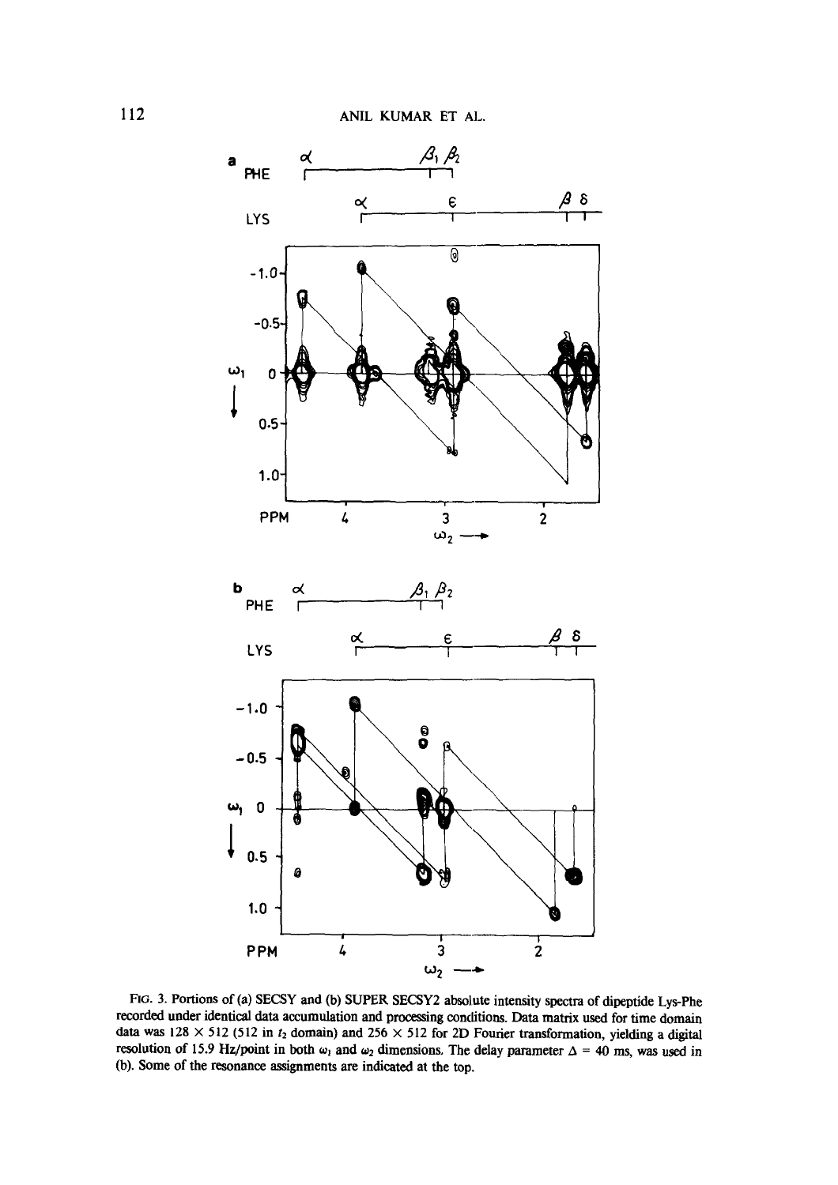FIG. 3. Portions of (a) SECSY and (b) SUPER SECSY2 absolute intensity spectra of dipeptide Lys-Phe recorded under identical data accumulation and processing conditions. Data matrix used for time domain data was 128 × 512 (512 in $t_2$ domain) and 256 × 512 for 2D Fourier transformation, yielding a digital resolution of 15.9 Hz/point in both $\omega_1$ and $\omega_2$ dimensions. The delay parameter $\Delta$ = 40 ms, was used in (b). Some of the resonance assignments are indicated at the top.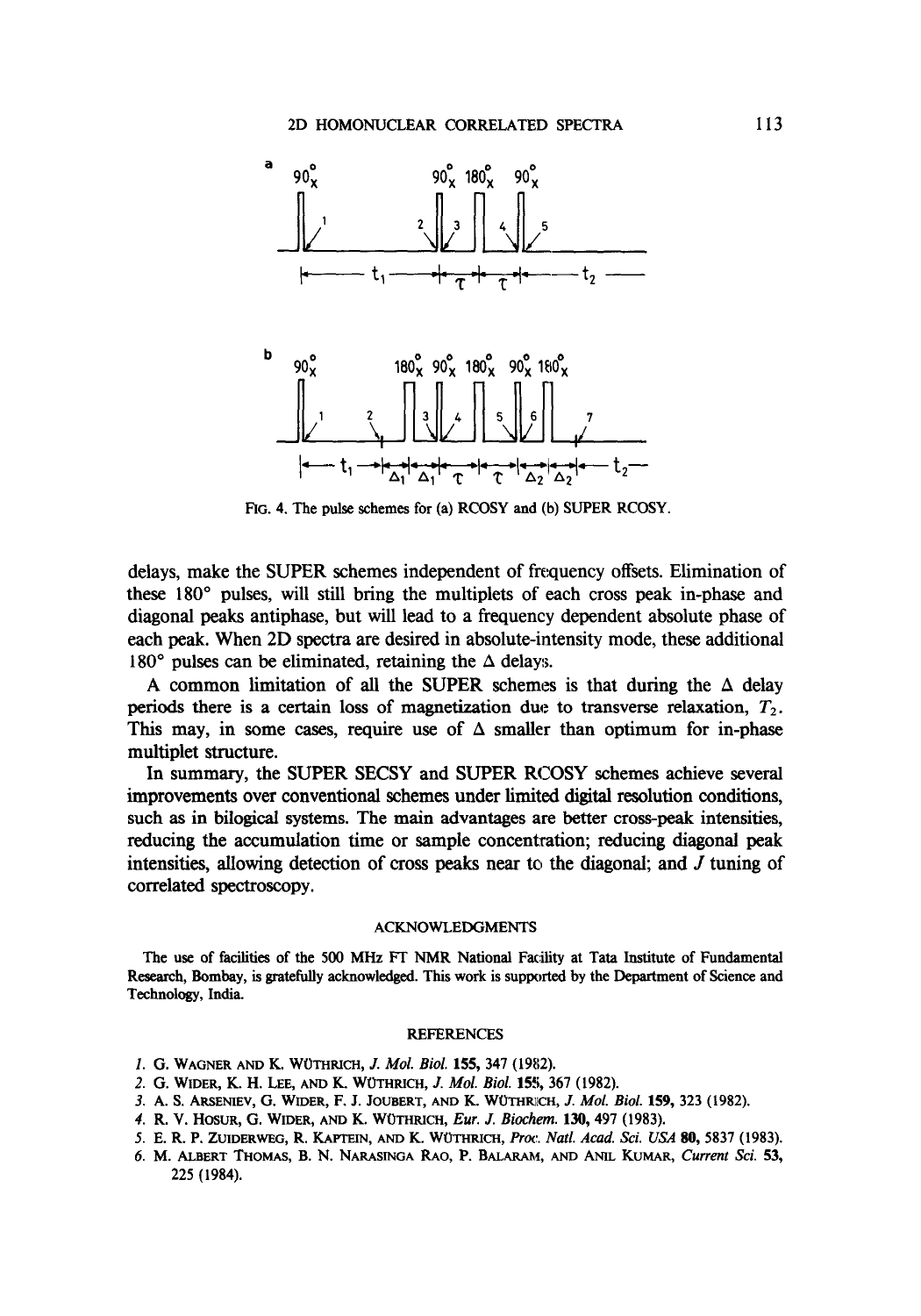FIG. 4. The pulse schemes for (a) RCOSY and (b) SUPER RCOSY.

delays, make the SUPER schemes independent of frequency offsets. Elimination of these 180° pulses, will still bring the multiplets of each cross peak in-phase and diagonal peaks antiphase, but will lead to a frequency dependent absolute phase of each peak. When 2D spectra are desired in absolute-intensity mode, these additional 180° pulses can be eliminated, retaining the $\Delta$ delays.

A common limitation of all the SUPER schemes is that during the $\Delta$ delay periods there is a certain loss of magnetization due to transverse relaxation, $T_2$. This may, in some cases, require use of $\Delta$ smaller than optimum for in-phase multiplet structure.

In summary, the SUPER SECSY and SUPER RCOSY schemes achieve several improvements over conventional schemes under limited digital resolution conditions, such as in bilogical systems. The main advantages are better cross-peak intensities, reducing the accumulation time or sample concentration; reducing diagonal peak intensities, allowing detection of cross peaks near to the diagonal; and $J$ tuning of correlated spectroscopy.

## ACKNOWLEDGMENTS

The use of facilities of the 500 MHz FT NMR National Facility at Tata Institute of Fundamental Research, Bombay, is gratefully acknowledged. This work is supported by the Department of Science and Technology, India.

## REFERENCES

1. G. Wagner and K. Wüthrich, *J. Mol. Biol.* **155**, 347 (1982).
2. G. Wider, K. H. Lee, and K. Wüthrich, *J. Mol. Biol.* **155**, 367 (1982).
3. A. S. Arseniev, G. Wider, F. J. Joubert, and K. Wüthrich, *J. Mol. Biol.* **159**, 323 (1982).
4. R. V. Hosur, G. Wider, and K. Wüthrich, *Eur. J. Biochem.* **130**, 497 (1983).
5. E. R. P. Zuiderweg, R. Kaptein, and K. Wüthrich, *Proc. Natl. Acad. Sci. USA* **80**, 5837 (1983).
6. M. Albert Thomas, B. N. Narasinga Rao, P. Balaram, and Anil Kumar, *Current Sci.* **53**, 225 (1984).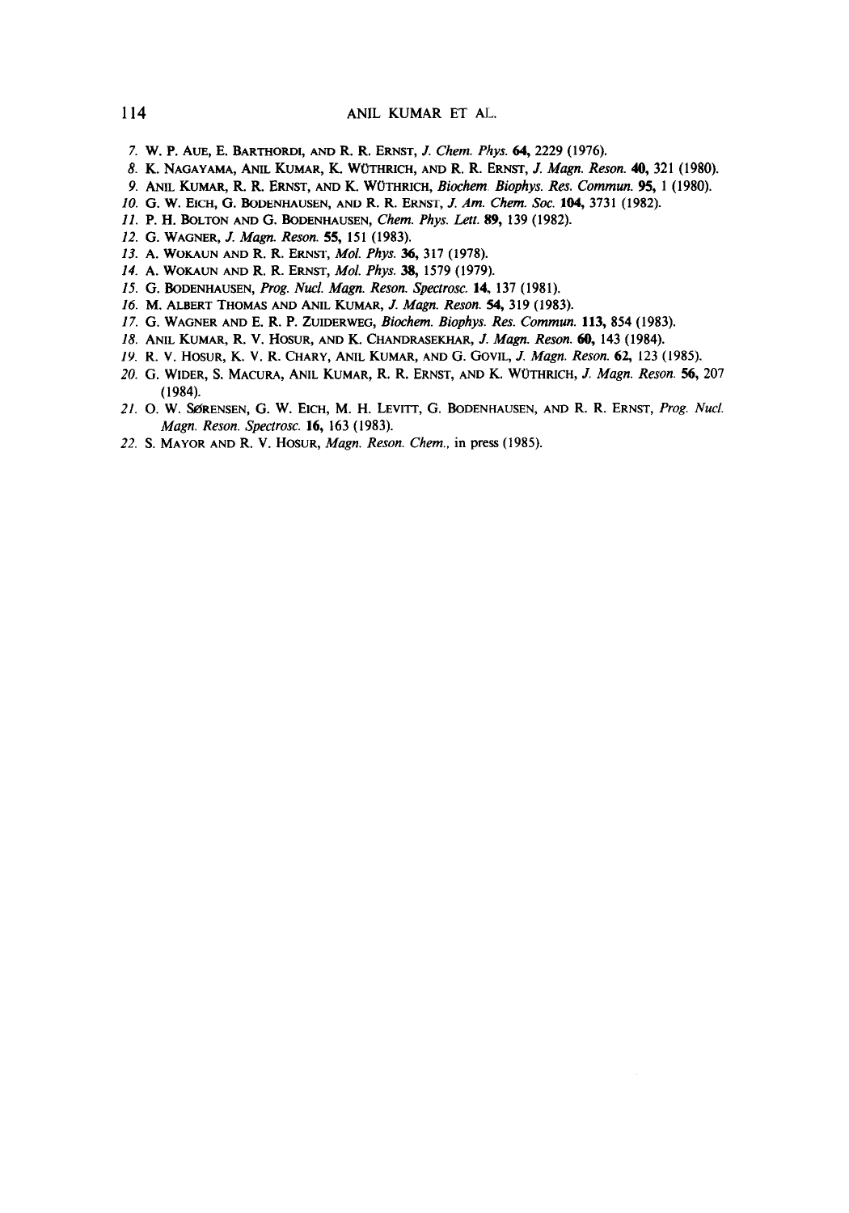7. W. P. Aue, E. Barthordi, and R. R. Ernst, *J. Chem. Phys.* **64**, 2229 (1976).
8. K. Nagayama, Anil Kumar, K. Wüthrich, and R. R. Ernst, *J. Magn. Reson.* **40**, 321 (1980).
9. Anil Kumar, R. R. Ernst, and K. Wüthrich, *Biochem. Biophys. Res. Commun.* **95**, 1 (1980).
10. G. W. Eich, G. Bodenhausen, and R. R. Ernst, *J. Am. Chem. Soc.* **104**, 3731 (1982).
11. P. H. Bolton and G. Bodenhausen, *Chem. Phys. Lett.* **89**, 139 (1982).
12. G. Wagner, *J. Magn. Reson.* **55**, 151 (1983).
13. A. Wokaun and R. R. Ernst, *Mol. Phys.* **36**, 317 (1978).
14. A. Wokaun and R. R. Ernst, *Mol. Phys.* **38**, 1579 (1979).
15. G. Bodenhausen, *Prog. Nucl. Magn. Reson. Spectrosc.* **14**, 137 (1981).
16. M. Albert Thomas and Anil Kumar, *J. Magn. Reson.* **54**, 319 (1983).
17. G. Wagner and E. R. P. Zuiderweg, *Biochem. Biophys. Res. Commun.* **113**, 854 (1983).
18. Anil Kumar, R. V. Hosur, and K. Chandrasekhar, *J. Magn. Reson.* **60**, 143 (1984).
19. R. V. Hosur, K. V. R. Chary, Anil Kumar, and G. Govil, *J. Magn. Reson.* **62**, 123 (1985).
20. G. Wider, S. Macura, Anil Kumar, R. R. Ernst, and K. Wüthrich, *J. Magn. Reson.* **56**, 207 (1984).
21. O. W. Sørensen, G. W. Eich, M. H. Levitt, G. Bodenhausen, and R. R. Ernst, *Prog. Nucl. Magn. Reson. Spectrosc.* **16**, 163 (1983).
22. S. Mayor and R. V. Hosur, *Magn. Reson. Chem.*, in press (1985).